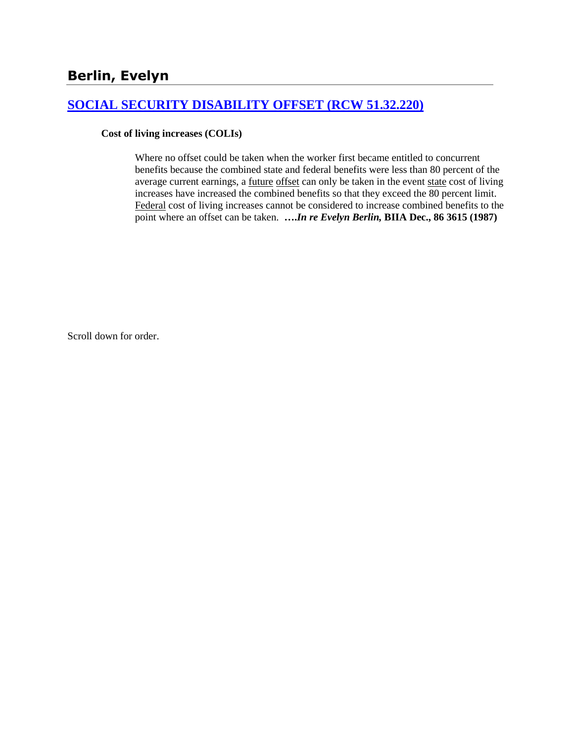## Berlin, Evelyn

### [SOCIAL SECURITY DISABILITY OFFSET (RCW 51.32.220)]

**Cost of living increases (COLIs)**

> Where no offset could be taken when the worker first became entitled to concurrent benefits because the combined state and federal benefits were less than 80 percent of the average current earnings, a future offset can only be taken in the event state cost of living increases have increased the combined benefits so that they exceed the 80 percent limit. Federal cost of living increases cannot be considered to increase combined benefits to the point where an offset can be taken. **….*In re Evelyn Berlin,* BIIA Dec., 86 3615 (1987)**

Scroll down for order.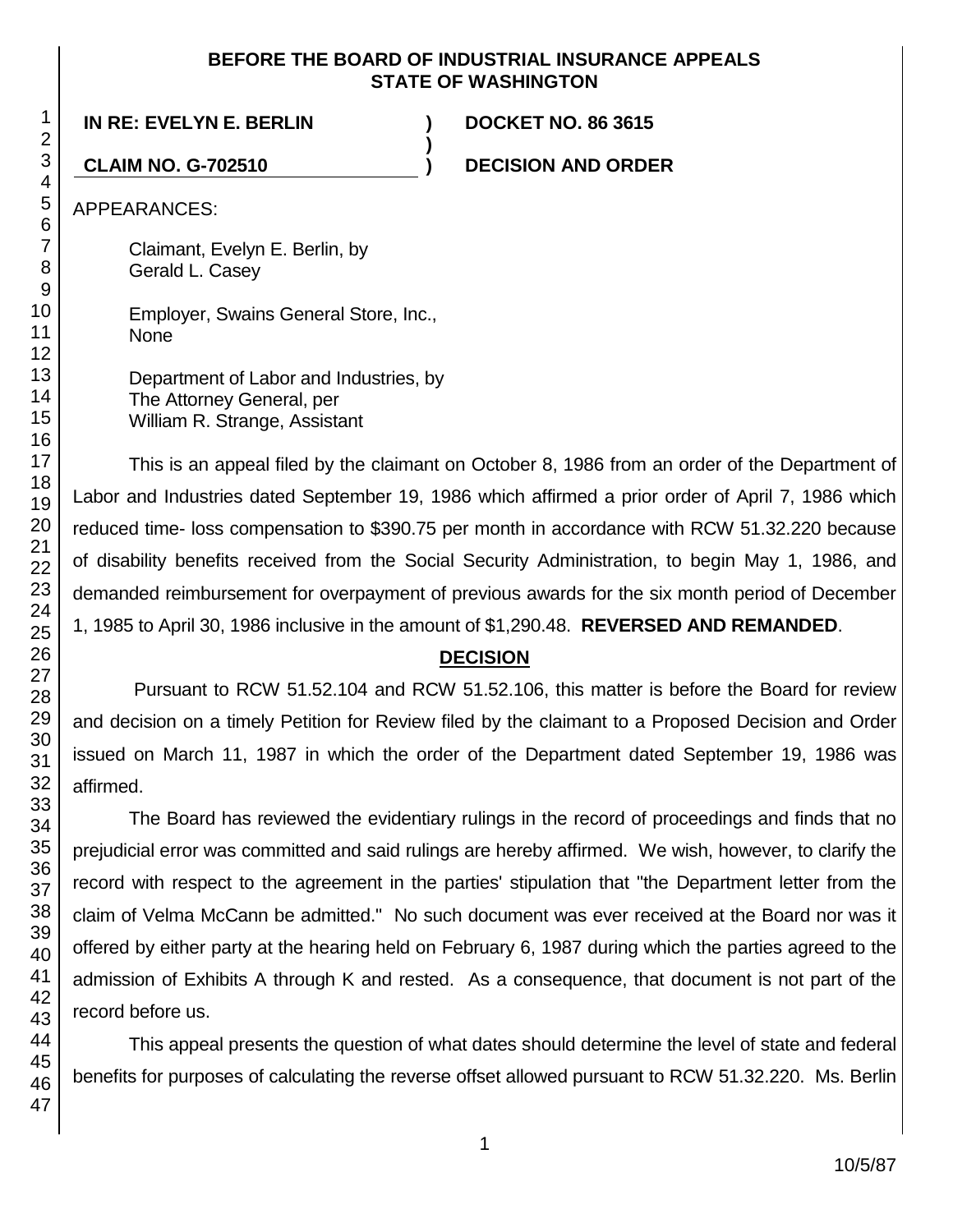**BEFORE THE BOARD OF INDUSTRIAL INSURANCE APPEALS**
**STATE OF WASHINGTON**

| | | |
|---|---|---|
| **IN RE: EVELYN E. BERLIN** | **)** | **DOCKET NO. 86 3615** |
| | **)** | |
| **CLAIM NO. G-702510** | **)** | **DECISION AND ORDER** |

APPEARANCES:

Claimant, Evelyn E. Berlin, by
Gerald L. Casey

Employer, Swains General Store, Inc.,
None

Department of Labor and Industries, by
The Attorney General, per
William R. Strange, Assistant

This is an appeal filed by the claimant on October 8, 1986 from an order of the Department of Labor and Industries dated September 19, 1986 which affirmed a prior order of April 7, 1986 which reduced time- loss compensation to $390.75 per month in accordance with RCW 51.32.220 because of disability benefits received from the Social Security Administration, to begin May 1, 1986, and demanded reimbursement for overpayment of previous awards for the six month period of December 1, 1985 to April 30, 1986 inclusive in the amount of $1,290.48. **REVERSED AND REMANDED**.

## DECISION

Pursuant to RCW 51.52.104 and RCW 51.52.106, this matter is before the Board for review and decision on a timely Petition for Review filed by the claimant to a Proposed Decision and Order issued on March 11, 1987 in which the order of the Department dated September 19, 1986 was affirmed.

The Board has reviewed the evidentiary rulings in the record of proceedings and finds that no prejudicial error was committed and said rulings are hereby affirmed. We wish, however, to clarify the record with respect to the agreement in the parties' stipulation that "the Department letter from the claim of Velma McCann be admitted." No such document was ever received at the Board nor was it offered by either party at the hearing held on February 6, 1987 during which the parties agreed to the admission of Exhibits A through K and rested. As a consequence, that document is not part of the record before us.

This appeal presents the question of what dates should determine the level of state and federal benefits for purposes of calculating the reverse offset allowed pursuant to RCW 51.32.220. Ms. Berlin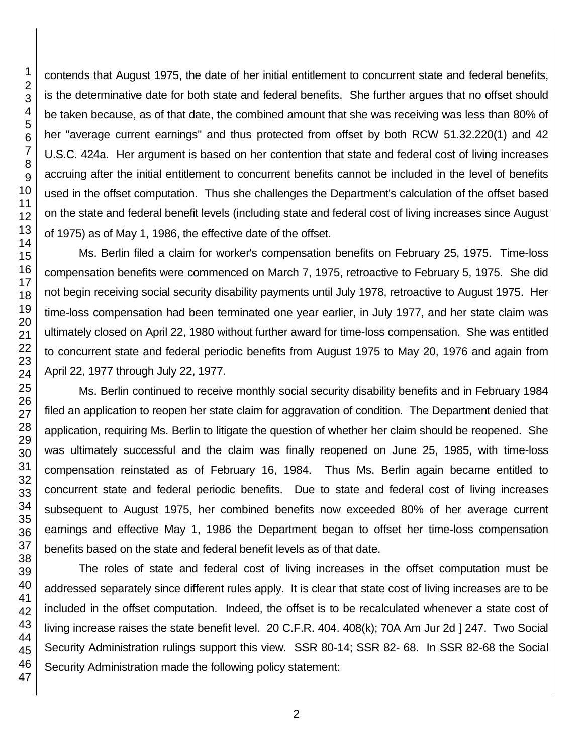contends that August 1975, the date of her initial entitlement to concurrent state and federal benefits, is the determinative date for both state and federal benefits. She further argues that no offset should be taken because, as of that date, the combined amount that she was receiving was less than 80% of her "average current earnings" and thus protected from offset by both RCW 51.32.220(1) and 42 U.S.C. 424a. Her argument is based on her contention that state and federal cost of living increases accruing after the initial entitlement to concurrent benefits cannot be included in the level of benefits used in the offset computation. Thus she challenges the Department's calculation of the offset based on the state and federal benefit levels (including state and federal cost of living increases since August of 1975) as of May 1, 1986, the effective date of the offset.

Ms. Berlin filed a claim for worker's compensation benefits on February 25, 1975. Time-loss compensation benefits were commenced on March 7, 1975, retroactive to February 5, 1975. She did not begin receiving social security disability payments until July 1978, retroactive to August 1975. Her time-loss compensation had been terminated one year earlier, in July 1977, and her state claim was ultimately closed on April 22, 1980 without further award for time-loss compensation. She was entitled to concurrent state and federal periodic benefits from August 1975 to May 20, 1976 and again from April 22, 1977 through July 22, 1977.

Ms. Berlin continued to receive monthly social security disability benefits and in February 1984 filed an application to reopen her state claim for aggravation of condition. The Department denied that application, requiring Ms. Berlin to litigate the question of whether her claim should be reopened. She was ultimately successful and the claim was finally reopened on June 25, 1985, with time-loss compensation reinstated as of February 16, 1984. Thus Ms. Berlin again became entitled to concurrent state and federal periodic benefits. Due to state and federal cost of living increases subsequent to August 1975, her combined benefits now exceeded 80% of her average current earnings and effective May 1, 1986 the Department began to offset her time-loss compensation benefits based on the state and federal benefit levels as of that date.

The roles of state and federal cost of living increases in the offset computation must be addressed separately since different rules apply. It is clear that state cost of living increases are to be included in the offset computation. Indeed, the offset is to be recalculated whenever a state cost of living increase raises the state benefit level. 20 C.F.R. 404. 408(k); 70A Am Jur 2d ] 247. Two Social Security Administration rulings support this view. SSR 80-14; SSR 82- 68. In SSR 82-68 the Social Security Administration made the following policy statement: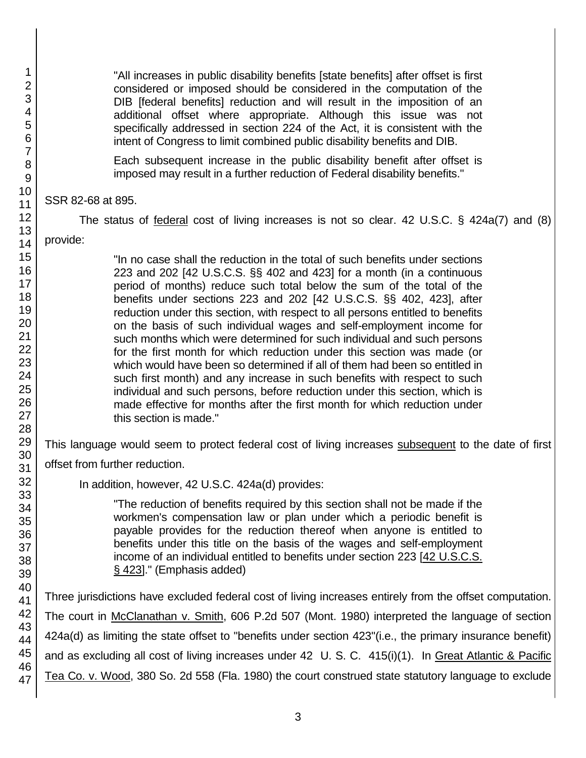> "All increases in public disability benefits [state benefits] after offset is first considered or imposed should be considered in the computation of the DIB [federal benefits] reduction and will result in the imposition of an additional offset where appropriate. Although this issue was not specifically addressed in section 224 of the Act, it is consistent with the intent of Congress to limit combined public disability benefits and DIB.
>
> Each subsequent increase in the public disability benefit after offset is imposed may result in a further reduction of Federal disability benefits."

SSR 82-68 at 895.

The status of federal cost of living increases is not so clear. 42 U.S.C. § 424a(7) and (8) provide:

> "In no case shall the reduction in the total of such benefits under sections 223 and 202 [42 U.S.C.S. §§ 402 and 423] for a month (in a continuous period of months) reduce such total below the sum of the total of the benefits under sections 223 and 202 [42 U.S.C.S. §§ 402, 423], after reduction under this section, with respect to all persons entitled to benefits on the basis of such individual wages and self-employment income for such months which were determined for such individual and such persons for the first month for which reduction under this section was made (or which would have been so determined if all of them had been so entitled in such first month) and any increase in such benefits with respect to such individual and such persons, before reduction under this section, which is made effective for months after the first month for which reduction under this section is made."

This language would seem to protect federal cost of living increases subsequent to the date of first offset from further reduction.

In addition, however, 42 U.S.C. 424a(d) provides:

> "The reduction of benefits required by this section shall not be made if the workmen's compensation law or plan under which a periodic benefit is payable provides for the reduction thereof when anyone is entitled to benefits under this title on the basis of the wages and self-employment income of an individual entitled to benefits under section 223 [42 U.S.C.S. § 423]." (Emphasis added)

Three jurisdictions have excluded federal cost of living increases entirely from the offset computation. The court in McClanathan v. Smith, 606 P.2d 507 (Mont. 1980) interpreted the language of section 424a(d) as limiting the state offset to "benefits under section 423"(i.e., the primary insurance benefit) and as excluding all cost of living increases under 42 U. S. C. 415(i)(1). In Great Atlantic & Pacific Tea Co. v. Wood, 380 So. 2d 558 (Fla. 1980) the court construed state statutory language to exclude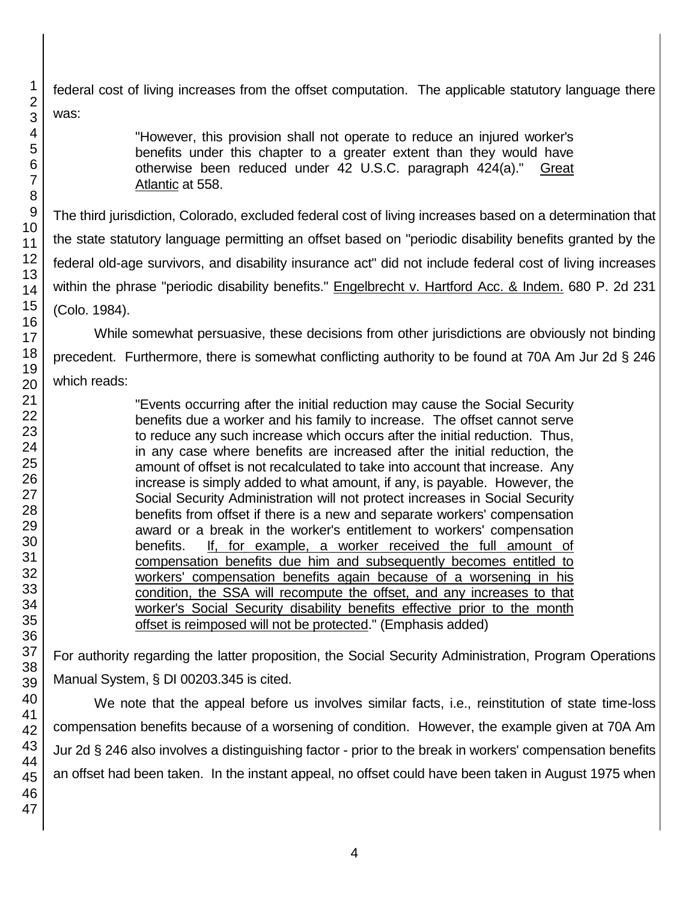federal cost of living increases from the offset computation. The applicable statutory language there was:

> "However, this provision shall not operate to reduce an injured worker's benefits under this chapter to a greater extent than they would have otherwise been reduced under 42 U.S.C. paragraph 424(a)." Great Atlantic at 558.

The third jurisdiction, Colorado, excluded federal cost of living increases based on a determination that the state statutory language permitting an offset based on "periodic disability benefits granted by the federal old-age survivors, and disability insurance act" did not include federal cost of living increases within the phrase "periodic disability benefits." Engelbrecht v. Hartford Acc. & Indem. 680 P. 2d 231 (Colo. 1984).

While somewhat persuasive, these decisions from other jurisdictions are obviously not binding precedent. Furthermore, there is somewhat conflicting authority to be found at 70A Am Jur 2d § 246 which reads:

> "Events occurring after the initial reduction may cause the Social Security benefits due a worker and his family to increase. The offset cannot serve to reduce any such increase which occurs after the initial reduction. Thus, in any case where benefits are increased after the initial reduction, the amount of offset is not recalculated to take into account that increase. Any increase is simply added to what amount, if any, is payable. However, the Social Security Administration will not protect increases in Social Security benefits from offset if there is a new and separate workers' compensation award or a break in the worker's entitlement to workers' compensation benefits. If, for example, a worker received the full amount of compensation benefits due him and subsequently becomes entitled to workers' compensation benefits again because of a worsening in his condition, the SSA will recompute the offset, and any increases to that worker's Social Security disability benefits effective prior to the month offset is reimposed will not be protected." (Emphasis added)

For authority regarding the latter proposition, the Social Security Administration, Program Operations Manual System, § DI 00203.345 is cited.

We note that the appeal before us involves similar facts, i.e., reinstitution of state time-loss compensation benefits because of a worsening of condition. However, the example given at 70A Am Jur 2d § 246 also involves a distinguishing factor - prior to the break in workers' compensation benefits an offset had been taken. In the instant appeal, no offset could have been taken in August 1975 when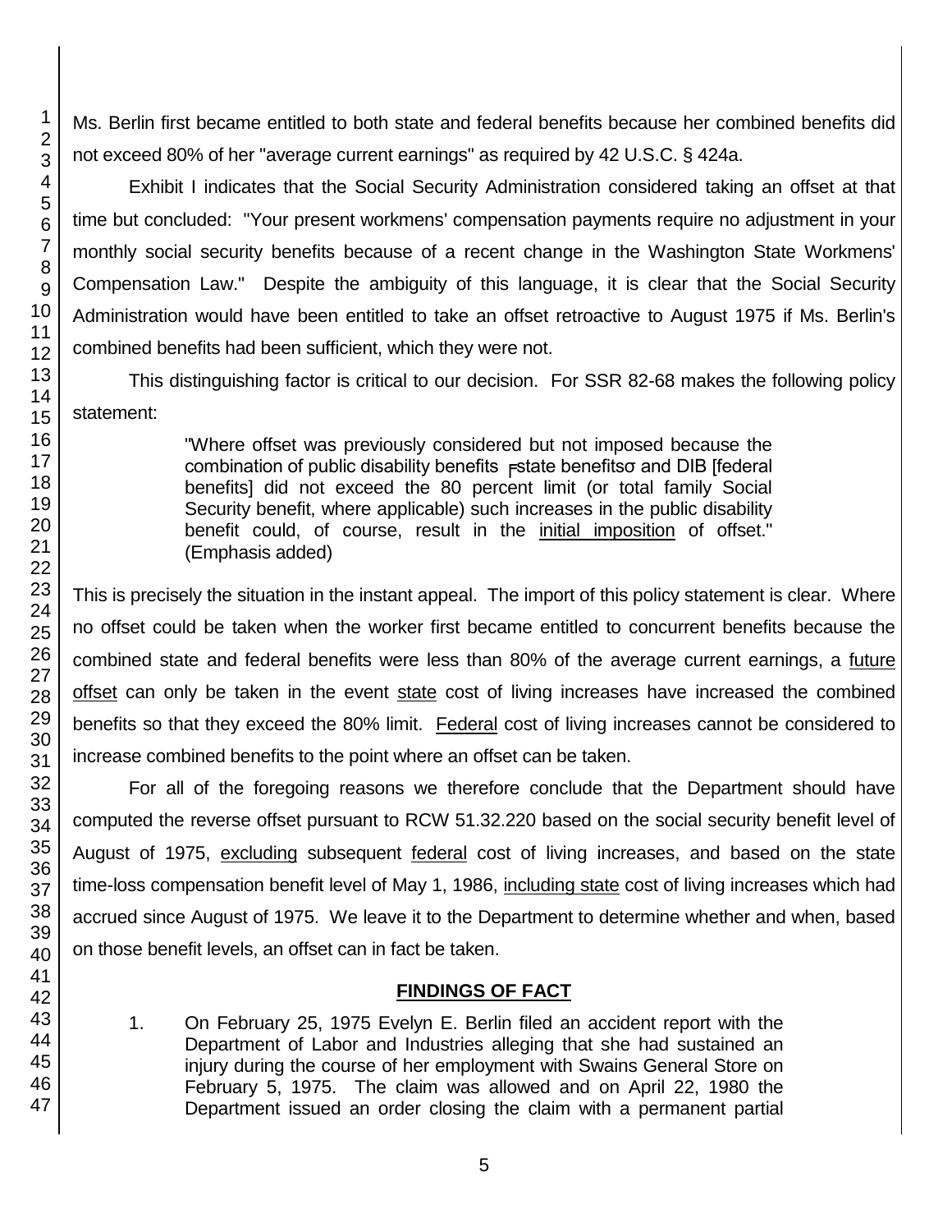Ms. Berlin first became entitled to both state and federal benefits because her combined benefits did not exceed 80% of her "average current earnings" as required by 42 U.S.C. § 424a.

Exhibit I indicates that the Social Security Administration considered taking an offset at that time but concluded: "Your present workmens' compensation payments require no adjustment in your monthly social security benefits because of a recent change in the Washington State Workmens' Compensation Law." Despite the ambiguity of this language, it is clear that the Social Security Administration would have been entitled to take an offset retroactive to August 1975 if Ms. Berlin's combined benefits had been sufficient, which they were not.

This distinguishing factor is critical to our decision. For SSR 82-68 makes the following policy statement:

> "Where offset was previously considered but not imposed because the combination of public disability benefits [state benefits] and DIB [federal benefits] did not exceed the 80 percent limit (or total family Social Security benefit, where applicable) such increases in the public disability benefit could, of course, result in the initial imposition of offset." (Emphasis added)

This is precisely the situation in the instant appeal. The import of this policy statement is clear. Where no offset could be taken when the worker first became entitled to concurrent benefits because the combined state and federal benefits were less than 80% of the average current earnings, a future offset can only be taken in the event state cost of living increases have increased the combined benefits so that they exceed the 80% limit. Federal cost of living increases cannot be considered to increase combined benefits to the point where an offset can be taken.

For all of the foregoing reasons we therefore conclude that the Department should have computed the reverse offset pursuant to RCW 51.32.220 based on the social security benefit level of August of 1975, excluding subsequent federal cost of living increases, and based on the state time-loss compensation benefit level of May 1, 1986, including state cost of living increases which had accrued since August of 1975. We leave it to the Department to determine whether and when, based on those benefit levels, an offset can in fact be taken.

## FINDINGS OF FACT

1. On February 25, 1975 Evelyn E. Berlin filed an accident report with the Department of Labor and Industries alleging that she had sustained an injury during the course of her employment with Swains General Store on February 5, 1975. The claim was allowed and on April 22, 1980 the Department issued an order closing the claim with a permanent partial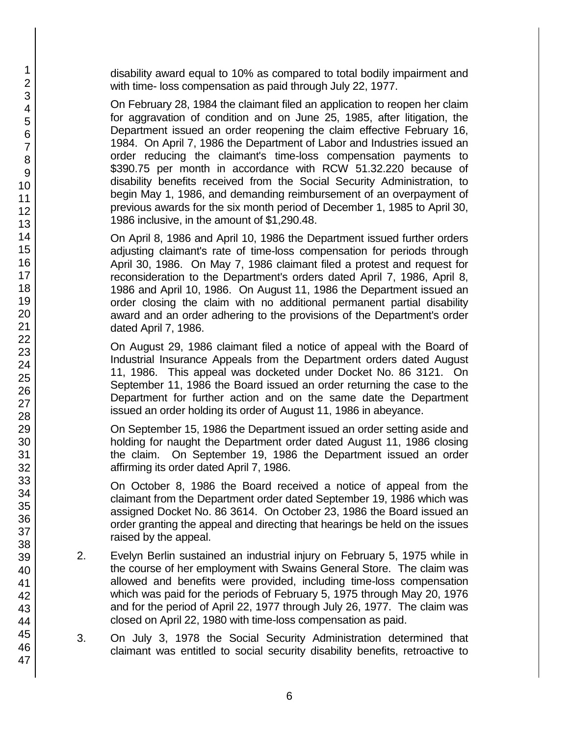disability award equal to 10% as compared to total bodily impairment and with time- loss compensation as paid through July 22, 1977.

On February 28, 1984 the claimant filed an application to reopen her claim for aggravation of condition and on June 25, 1985, after litigation, the Department issued an order reopening the claim effective February 16, 1984. On April 7, 1986 the Department of Labor and Industries issued an order reducing the claimant's time-loss compensation payments to $390.75 per month in accordance with RCW 51.32.220 because of disability benefits received from the Social Security Administration, to begin May 1, 1986, and demanding reimbursement of an overpayment of previous awards for the six month period of December 1, 1985 to April 30, 1986 inclusive, in the amount of $1,290.48.

On April 8, 1986 and April 10, 1986 the Department issued further orders adjusting claimant's rate of time-loss compensation for periods through April 30, 1986. On May 7, 1986 claimant filed a protest and request for reconsideration to the Department's orders dated April 7, 1986, April 8, 1986 and April 10, 1986. On August 11, 1986 the Department issued an order closing the claim with no additional permanent partial disability award and an order adhering to the provisions of the Department's order dated April 7, 1986.

On August 29, 1986 claimant filed a notice of appeal with the Board of Industrial Insurance Appeals from the Department orders dated August 11, 1986. This appeal was docketed under Docket No. 86 3121. On September 11, 1986 the Board issued an order returning the case to the Department for further action and on the same date the Department issued an order holding its order of August 11, 1986 in abeyance.

On September 15, 1986 the Department issued an order setting aside and holding for naught the Department order dated August 11, 1986 closing the claim. On September 19, 1986 the Department issued an order affirming its order dated April 7, 1986.

On October 8, 1986 the Board received a notice of appeal from the claimant from the Department order dated September 19, 1986 which was assigned Docket No. 86 3614. On October 23, 1986 the Board issued an order granting the appeal and directing that hearings be held on the issues raised by the appeal.

2. Evelyn Berlin sustained an industrial injury on February 5, 1975 while in the course of her employment with Swains General Store. The claim was allowed and benefits were provided, including time-loss compensation which was paid for the periods of February 5, 1975 through May 20, 1976 and for the period of April 22, 1977 through July 26, 1977. The claim was closed on April 22, 1980 with time-loss compensation as paid.

3. On July 3, 1978 the Social Security Administration determined that claimant was entitled to social security disability benefits, retroactive to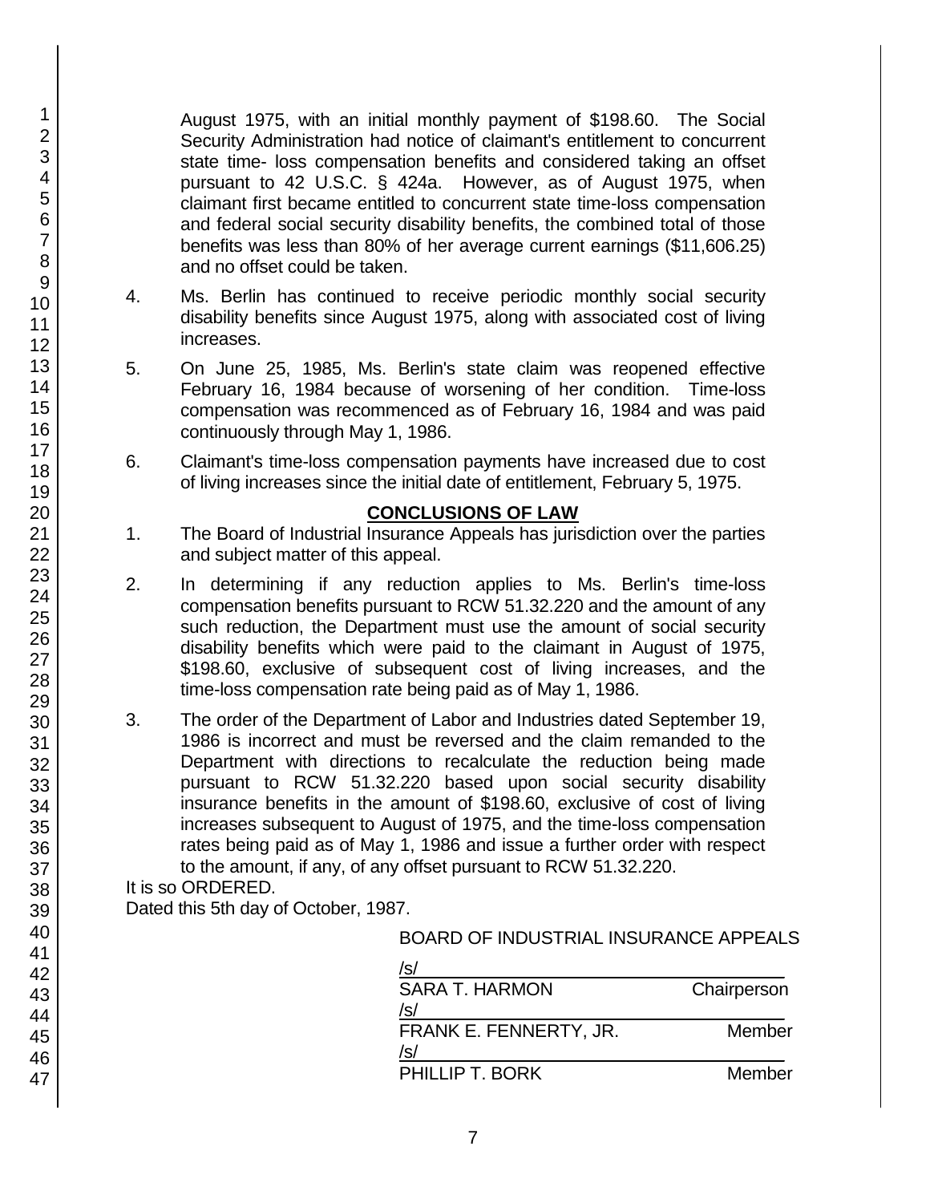August 1975, with an initial monthly payment of $198.60. The Social Security Administration had notice of claimant's entitlement to concurrent state time- loss compensation benefits and considered taking an offset pursuant to 42 U.S.C. § 424a. However, as of August 1975, when claimant first became entitled to concurrent state time-loss compensation and federal social security disability benefits, the combined total of those benefits was less than 80% of her average current earnings ($11,606.25) and no offset could be taken.

4. Ms. Berlin has continued to receive periodic monthly social security disability benefits since August 1975, along with associated cost of living increases.

5. On June 25, 1985, Ms. Berlin's state claim was reopened effective February 16, 1984 because of worsening of her condition. Time-loss compensation was recommenced as of February 16, 1984 and was paid continuously through May 1, 1986.

6. Claimant's time-loss compensation payments have increased due to cost of living increases since the initial date of entitlement, February 5, 1975.

## CONCLUSIONS OF LAW

1. The Board of Industrial Insurance Appeals has jurisdiction over the parties and subject matter of this appeal.

2. In determining if any reduction applies to Ms. Berlin's time-loss compensation benefits pursuant to RCW 51.32.220 and the amount of any such reduction, the Department must use the amount of social security disability benefits which were paid to the claimant in August of 1975, $198.60, exclusive of subsequent cost of living increases, and the time-loss compensation rate being paid as of May 1, 1986.

3. The order of the Department of Labor and Industries dated September 19, 1986 is incorrect and must be reversed and the claim remanded to the Department with directions to recalculate the reduction being made pursuant to RCW 51.32.220 based upon social security disability insurance benefits in the amount of $198.60, exclusive of cost of living increases subsequent to August of 1975, and the time-loss compensation rates being paid as of May 1, 1986 and issue a further order with respect to the amount, if any, of any offset pursuant to RCW 51.32.220.

It is so ORDERED.

Dated this 5th day of October, 1987.

BOARD OF INDUSTRIAL INSURANCE APPEALS

/s/
SARA T. HARMON Chairperson

/s/
FRANK E. FENNERTY, JR. Member

/s/
PHILLIP T. BORK Member